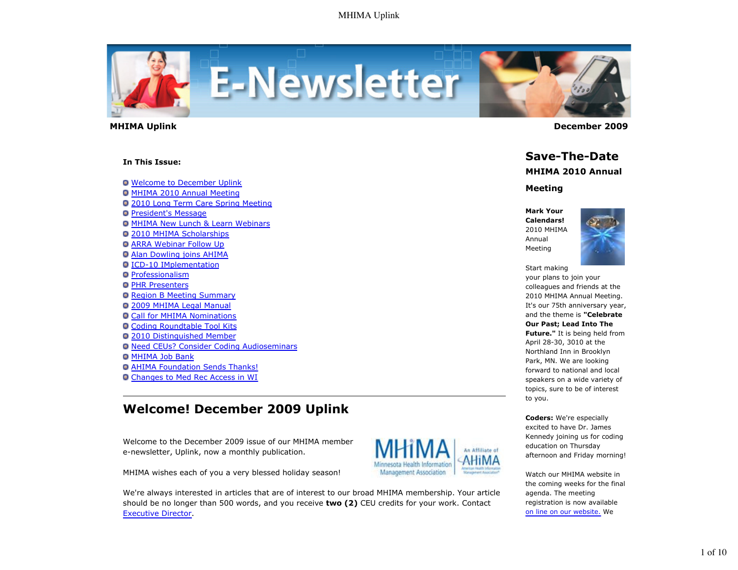**MHIMA Uplink** **December 2009**

**In This Issue:**

- Welcome to December Uplink
- MHIMA 2010 Annual Meeting
- 2010 Long Term Care Spring Meeting
- President's Message
- MHIMA New Lunch & Learn Webinars
- 2010 MHIMA Scholarships
- ARRA Webinar Follow Up
- Alan Dowling joins AHIMA
- ICD-10 IMplementation
- Professionalism
- PHR Presenters
- Region B Meeting Summary
- 2009 MHIMA Legal Manual
- Call for MHIMA Nominations
- Coding Roundtable Tool Kits
- 2010 Distinguished Member
- Need CEUs? Consider Coding Audioseminars
- MHIMA Job Bank
- AHIMA Foundation Sends Thanks!
- Changes to Med Rec Access in WI

## Welcome! December 2009 Uplink

Welcome to the December 2009 issue of our MHIMA member e-newsletter, Uplink, now a monthly publication.

MHIMA wishes each of you a very blessed holiday season!

We're always interested in articles that are of interest to our broad MHIMA membership. Your article should be no longer than 500 words, and you receive **two (2)** CEU credits for your work. Contact Executive Director.

## Save-The-Date

### MHIMA 2010 Annual Meeting

**Mark Your Calendars!** 2010 MHIMA Annual Meeting

Start making your plans to join your colleagues and friends at the 2010 MHIMA Annual Meeting. It's our 75th anniversary year, and the theme is **"Celebrate Our Past; Lead Into The Future."** It is being held from April 28-30, 3010 at the Northland Inn in Brooklyn Park, MN. We are looking forward to national and local speakers on a wide variety of topics, sure to be of interest to you.

**Coders:** We're especially excited to have Dr. James Kennedy joining us for coding education on Thursday afternoon and Friday morning!

Watch our MHIMA website in the coming weeks for the final agenda. The meeting registration is now available on line on our website. We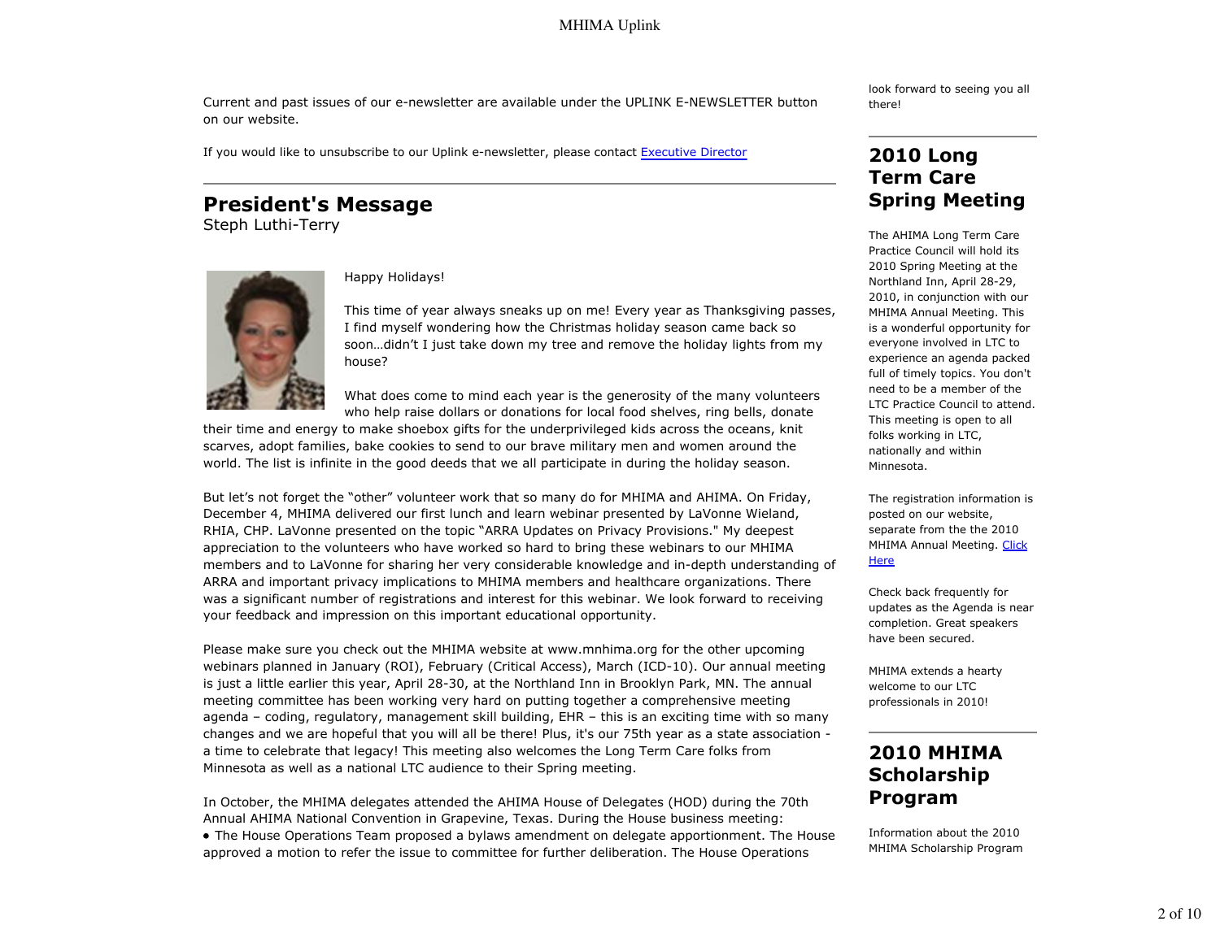Current and past issues of our e-newsletter are available under the UPLINK E-NEWSLETTER button on our website.

If you would like to unsubscribe to our Uplink e-newsletter, please contact [Executive Director]

## President's Message

Steph Luthi-Terry

Happy Holidays!

This time of year always sneaks up on me! Every year as Thanksgiving passes, I find myself wondering how the Christmas holiday season came back so soon…didn't I just take down my tree and remove the holiday lights from my house?

What does come to mind each year is the generosity of the many volunteers who help raise dollars or donations for local food shelves, ring bells, donate their time and energy to make shoebox gifts for the underprivileged kids across the oceans, knit scarves, adopt families, bake cookies to send to our brave military men and women around the world. The list is infinite in the good deeds that we all participate in during the holiday season.

But let's not forget the "other" volunteer work that so many do for MHIMA and AHIMA. On Friday, December 4, MHIMA delivered our first lunch and learn webinar presented by LaVonne Wieland, RHIA, CHP. LaVonne presented on the topic "ARRA Updates on Privacy Provisions." My deepest appreciation to the volunteers who have worked so hard to bring these webinars to our MHIMA members and to LaVonne for sharing her very considerable knowledge and in-depth understanding of ARRA and important privacy implications to MHIMA members and healthcare organizations. There was a significant number of registrations and interest for this webinar. We look forward to receiving your feedback and impression on this important educational opportunity.

Please make sure you check out the MHIMA website at www.mnhima.org for the other upcoming webinars planned in January (ROI), February (Critical Access), March (ICD-10). Our annual meeting is just a little earlier this year, April 28-30, at the Northland Inn in Brooklyn Park, MN. The annual meeting committee has been working very hard on putting together a comprehensive meeting agenda – coding, regulatory, management skill building, EHR – this is an exciting time with so many changes and we are hopeful that you will all be there! Plus, it's our 75th year as a state association - a time to celebrate that legacy! This meeting also welcomes the Long Term Care folks from Minnesota as well as a national LTC audience to their Spring meeting.

In October, the MHIMA delegates attended the AHIMA House of Delegates (HOD) during the 70th Annual AHIMA National Convention in Grapevine, Texas. During the House business meeting:

- The House Operations Team proposed a bylaws amendment on delegate apportionment. The House approved a motion to refer the issue to committee for further deliberation. The House Operations

look forward to seeing you all there!

## 2010 Long Term Care Spring Meeting

The AHIMA Long Term Care Practice Council will hold its 2010 Spring Meeting at the Northland Inn, April 28-29, 2010, in conjunction with our MHIMA Annual Meeting. This is a wonderful opportunity for everyone involved in LTC to experience an agenda packed full of timely topics. You don't need to be a member of the LTC Practice Council to attend. This meeting is open to all folks working in LTC, nationally and within Minnesota.

The registration information is posted on our website, separate from the the 2010 MHIMA Annual Meeting. [Click Here]

Check back frequently for updates as the Agenda is near completion. Great speakers have been secured.

MHIMA extends a hearty welcome to our LTC professionals in 2010!

## 2010 MHIMA Scholarship Program

Information about the 2010 MHIMA Scholarship Program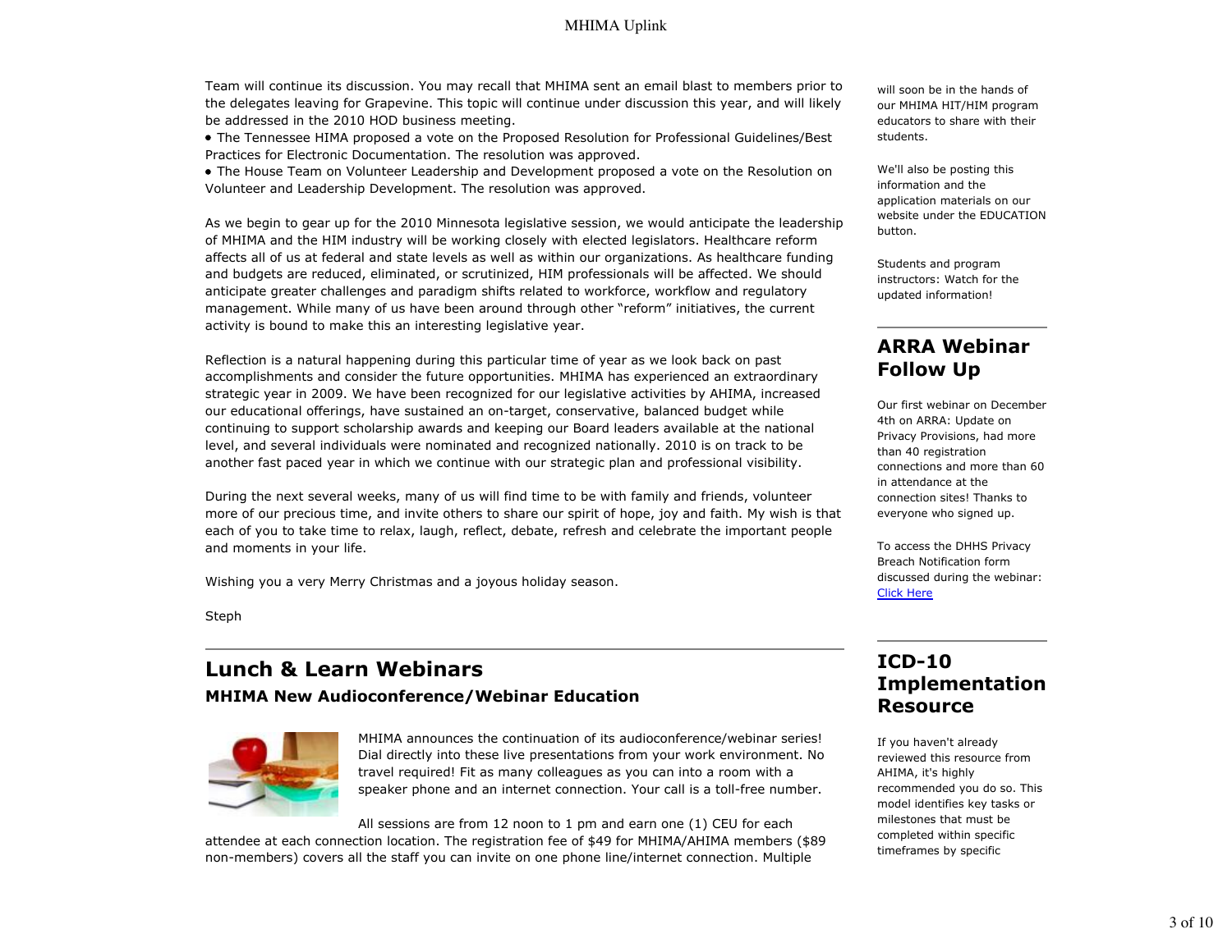Team will continue its discussion. You may recall that MHIMA sent an email blast to members prior to the delegates leaving for Grapevine. This topic will continue under discussion this year, and will likely be addressed in the 2010 HOD business meeting.

- The Tennessee HIMA proposed a vote on the Proposed Resolution for Professional Guidelines/Best Practices for Electronic Documentation. The resolution was approved.
- The House Team on Volunteer Leadership and Development proposed a vote on the Resolution on Volunteer and Leadership Development. The resolution was approved.

As we begin to gear up for the 2010 Minnesota legislative session, we would anticipate the leadership of MHIMA and the HIM industry will be working closely with elected legislators. Healthcare reform affects all of us at federal and state levels as well as within our organizations. As healthcare funding and budgets are reduced, eliminated, or scrutinized, HIM professionals will be affected. We should anticipate greater challenges and paradigm shifts related to workforce, workflow and regulatory management. While many of us have been around through other "reform" initiatives, the current activity is bound to make this an interesting legislative year.

Reflection is a natural happening during this particular time of year as we look back on past accomplishments and consider the future opportunities. MHIMA has experienced an extraordinary strategic year in 2009. We have been recognized for our legislative activities by AHIMA, increased our educational offerings, have sustained an on-target, conservative, balanced budget while continuing to support scholarship awards and keeping our Board leaders available at the national level, and several individuals were nominated and recognized nationally. 2010 is on track to be another fast paced year in which we continue with our strategic plan and professional visibility.

During the next several weeks, many of us will find time to be with family and friends, volunteer more of our precious time, and invite others to share our spirit of hope, joy and faith. My wish is that each of you to take time to relax, laugh, reflect, debate, refresh and celebrate the important people and moments in your life.

Wishing you a very Merry Christmas and a joyous holiday season.

Steph

## Lunch & Learn Webinars

### MHIMA New Audioconference/Webinar Education

MHIMA announces the continuation of its audioconference/webinar series! Dial directly into these live presentations from your work environment. No travel required! Fit as many colleagues as you can into a room with a speaker phone and an internet connection. Your call is a toll-free number.

All sessions are from 12 noon to 1 pm and earn one (1) CEU for each attendee at each connection location. The registration fee of $49 for MHIMA/AHIMA members ($89 non-members) covers all the staff you can invite on one phone line/internet connection. Multiple

---

will soon be in the hands of our MHIMA HIT/HIM program educators to share with their students.

We'll also be posting this information and the application materials on our website under the EDUCATION button.

Students and program instructors: Watch for the updated information!

## ARRA Webinar Follow Up

Our first webinar on December 4th on ARRA: Update on Privacy Provisions, had more than 40 registration connections and more than 60 in attendance at the connection sites! Thanks to everyone who signed up.

To access the DHHS Privacy Breach Notification form discussed during the webinar: Click Here

## ICD-10 Implementation Resource

If you haven't already reviewed this resource from AHIMA, it's highly recommended you do so. This model identifies key tasks or milestones that must be completed within specific timeframes by specific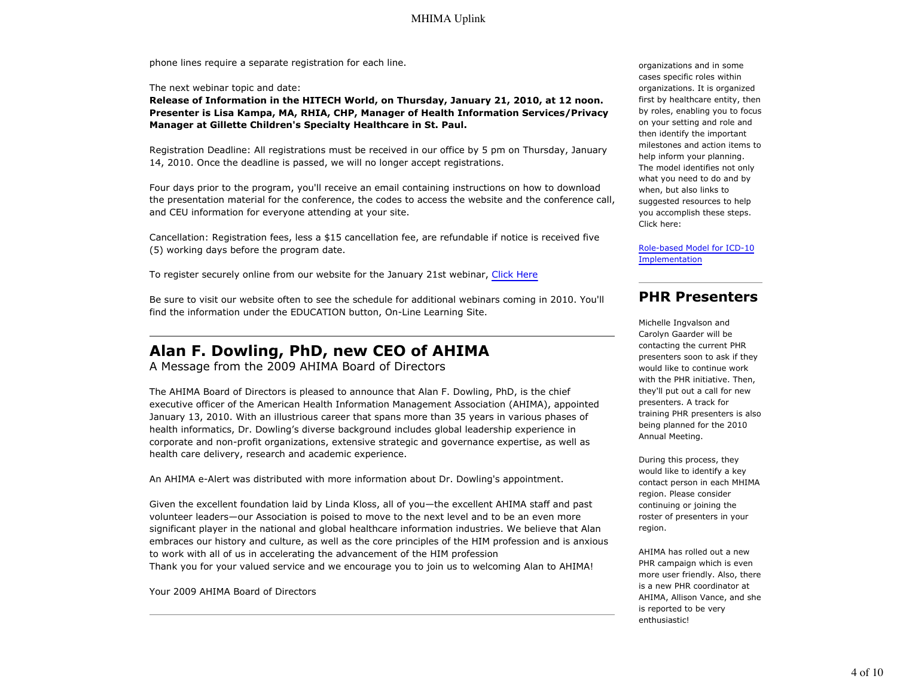phone lines require a separate registration for each line.

The next webinar topic and date:
**Release of Information in the HITECH World, on Thursday, January 21, 2010, at 12 noon. Presenter is Lisa Kampa, MA, RHIA, CHP, Manager of Health Information Services/Privacy Manager at Gillette Children's Specialty Healthcare in St. Paul.**

Registration Deadline: All registrations must be received in our office by 5 pm on Thursday, January 14, 2010. Once the deadline is passed, we will no longer accept registrations.

Four days prior to the program, you'll receive an email containing instructions on how to download the presentation material for the conference, the codes to access the website and the conference call, and CEU information for everyone attending at your site.

Cancellation: Registration fees, less a $15 cancellation fee, are refundable if notice is received five (5) working days before the program date.

To register securely online from our website for the January 21st webinar, Click Here

Be sure to visit our website often to see the schedule for additional webinars coming in 2010. You'll find the information under the EDUCATION button, On-Line Learning Site.

---

## Alan F. Dowling, PhD, new CEO of AHIMA

A Message from the 2009 AHIMA Board of Directors

The AHIMA Board of Directors is pleased to announce that Alan F. Dowling, PhD, is the chief executive officer of the American Health Information Management Association (AHIMA), appointed January 13, 2010. With an illustrious career that spans more than 35 years in various phases of health informatics, Dr. Dowling's diverse background includes global leadership experience in corporate and non-profit organizations, extensive strategic and governance expertise, as well as health care delivery, research and academic experience.

An AHIMA e-Alert was distributed with more information about Dr. Dowling's appointment.

Given the excellent foundation laid by Linda Kloss, all of you—the excellent AHIMA staff and past volunteer leaders—our Association is poised to move to the next level and to be an even more significant player in the national and global healthcare information industries. We believe that Alan embraces our history and culture, as well as the core principles of the HIM profession and is anxious to work with all of us in accelerating the advancement of the HIM profession
Thank you for your valued service and we encourage you to join us to welcoming Alan to AHIMA!

Your 2009 AHIMA Board of Directors

---

organizations and in some cases specific roles within organizations. It is organized first by healthcare entity, then by roles, enabling you to focus on your setting and role and then identify the important milestones and action items to help inform your planning. The model identifies not only what you need to do and by when, but also links to suggested resources to help you accomplish these steps. Click here:

Role-based Model for ICD-10 Implementation

---

## PHR Presenters

Michelle Ingvalson and Carolyn Gaarder will be contacting the current PHR presenters soon to ask if they would like to continue work with the PHR initiative. Then, they'll put out a call for new presenters. A track for training PHR presenters is also being planned for the 2010 Annual Meeting.

During this process, they would like to identify a key contact person in each MHIMA region. Please consider continuing or joining the roster of presenters in your region.

AHIMA has rolled out a new PHR campaign which is even more user friendly. Also, there is a new PHR coordinator at AHIMA, Allison Vance, and she is reported to be very enthusiastic!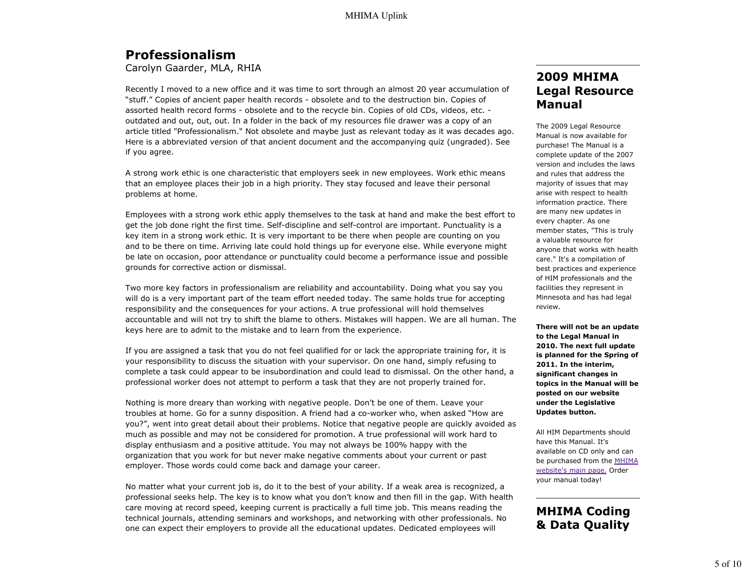# Professionalism

Carolyn Gaarder, MLA, RHIA

Recently I moved to a new office and it was time to sort through an almost 20 year accumulation of "stuff." Copies of ancient paper health records - obsolete and to the destruction bin. Copies of assorted health record forms - obsolete and to the recycle bin. Copies of old CDs, videos, etc. - outdated and out, out, out. In a folder in the back of my resources file drawer was a copy of an article titled "Professionalism." Not obsolete and maybe just as relevant today as it was decades ago. Here is a abbreviated version of that ancient document and the accompanying quiz (ungraded). See if you agree.

A strong work ethic is one characteristic that employers seek in new employees. Work ethic means that an employee places their job in a high priority. They stay focused and leave their personal problems at home.

Employees with a strong work ethic apply themselves to the task at hand and make the best effort to get the job done right the first time. Self-discipline and self-control are important. Punctuality is a key item in a strong work ethic. It is very important to be there when people are counting on you and to be there on time. Arriving late could hold things up for everyone else. While everyone might be late on occasion, poor attendance or punctuality could become a performance issue and possible grounds for corrective action or dismissal.

Two more key factors in professionalism are reliability and accountability. Doing what you say you will do is a very important part of the team effort needed today. The same holds true for accepting responsibility and the consequences for your actions. A true professional will hold themselves accountable and will not try to shift the blame to others. Mistakes will happen. We are all human. The keys here are to admit to the mistake and to learn from the experience.

If you are assigned a task that you do not feel qualified for or lack the appropriate training for, it is your responsibility to discuss the situation with your supervisor. On one hand, simply refusing to complete a task could appear to be insubordination and could lead to dismissal. On the other hand, a professional worker does not attempt to perform a task that they are not properly trained for.

Nothing is more dreary than working with negative people. Don't be one of them. Leave your troubles at home. Go for a sunny disposition. A friend had a co-worker who, when asked "How are you?", went into great detail about their problems. Notice that negative people are quickly avoided as much as possible and may not be considered for promotion. A true professional will work hard to display enthusiasm and a positive attitude. You may not always be 100% happy with the organization that you work for but never make negative comments about your current or past employer. Those words could come back and damage your career.

No matter what your current job is, do it to the best of your ability. If a weak area is recognized, a professional seeks help. The key is to know what you don't know and then fill in the gap. With health care moving at record speed, keeping current is practically a full time job. This means reading the technical journals, attending seminars and workshops, and networking with other professionals. No one can expect their employers to provide all the educational updates. Dedicated employees will

## 2009 MHIMA Legal Resource Manual

The 2009 Legal Resource Manual is now available for purchase! The Manual is a complete update of the 2007 version and includes the laws and rules that address the majority of issues that may arise with respect to health information practice. There are many new updates in every chapter. As one member states, "This is truly a valuable resource for anyone that works with health care." It's a compilation of best practices and experience of HIM professionals and the facilities they represent in Minnesota and has had legal review.

**There will not be an update to the Legal Manual in 2010. The next full update is planned for the Spring of 2011. In the interim, significant changes in topics in the Manual will be posted on our website under the Legislative Updates button.**

All HIM Departments should have this Manual. It's available on CD only and can be purchased from the MHIMA website's main page. Order your manual today!

## MHIMA Coding & Data Quality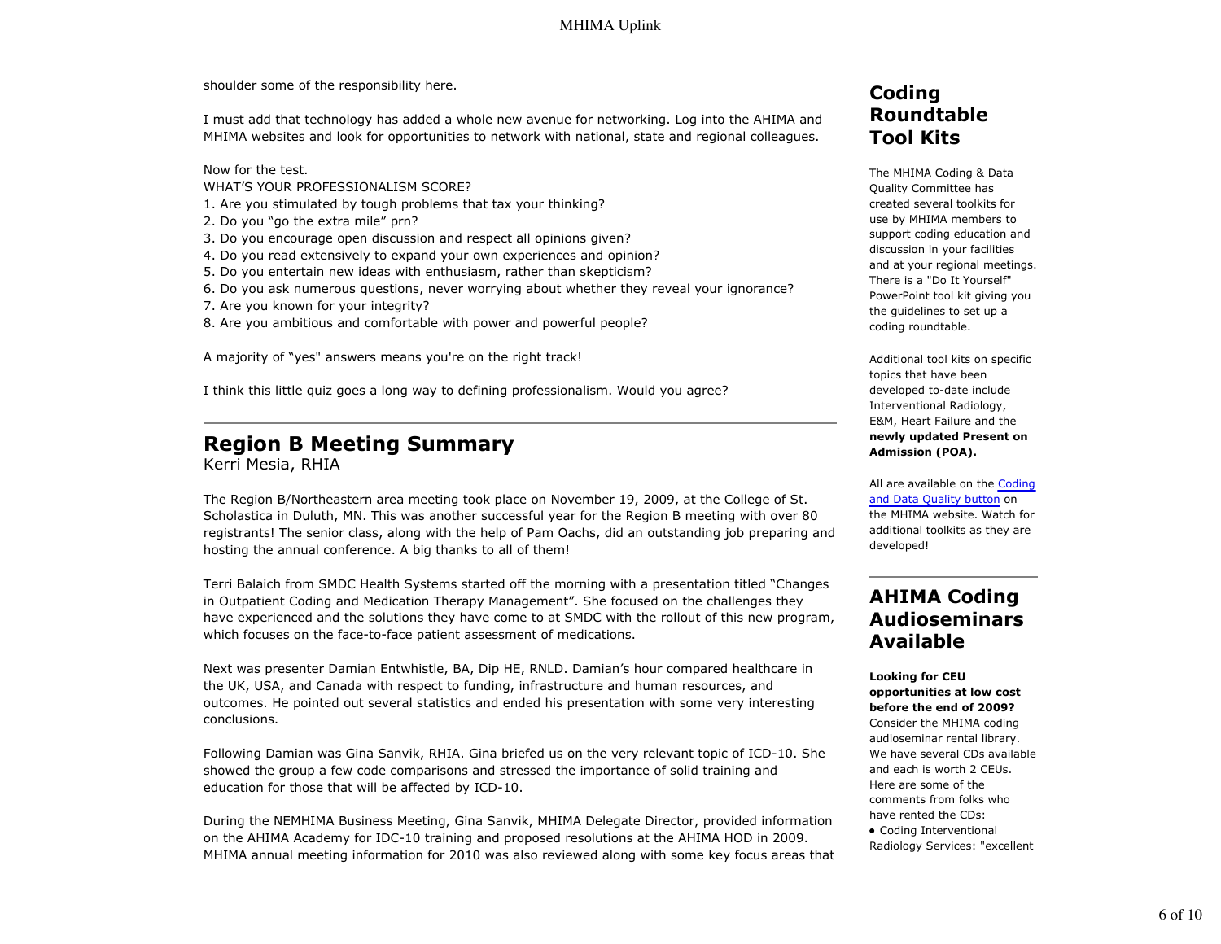shoulder some of the responsibility here.

I must add that technology has added a whole new avenue for networking. Log into the AHIMA and MHIMA websites and look for opportunities to network with national, state and regional colleagues.

Now for the test.
WHAT'S YOUR PROFESSIONALISM SCORE?

1. Are you stimulated by tough problems that tax your thinking?
2. Do you "go the extra mile" prn?
3. Do you encourage open discussion and respect all opinions given?
4. Do you read extensively to expand your own experiences and opinion?
5. Do you entertain new ideas with enthusiasm, rather than skepticism?
6. Do you ask numerous questions, never worrying about whether they reveal your ignorance?
7. Are you known for your integrity?
8. Are you ambitious and comfortable with power and powerful people?

A majority of "yes" answers means you're on the right track!

I think this little quiz goes a long way to defining professionalism. Would you agree?

---

## Region B Meeting Summary

Kerri Mesia, RHIA

The Region B/Northeastern area meeting took place on November 19, 2009, at the College of St. Scholastica in Duluth, MN. This was another successful year for the Region B meeting with over 80 registrants! The senior class, along with the help of Pam Oachs, did an outstanding job preparing and hosting the annual conference. A big thanks to all of them!

Terri Balaich from SMDC Health Systems started off the morning with a presentation titled "Changes in Outpatient Coding and Medication Therapy Management". She focused on the challenges they have experienced and the solutions they have come to at SMDC with the rollout of this new program, which focuses on the face-to-face patient assessment of medications.

Next was presenter Damian Entwhistle, BA, Dip HE, RNLD. Damian's hour compared healthcare in the UK, USA, and Canada with respect to funding, infrastructure and human resources, and outcomes. He pointed out several statistics and ended his presentation with some very interesting conclusions.

Following Damian was Gina Sanvik, RHIA. Gina briefed us on the very relevant topic of ICD-10. She showed the group a few code comparisons and stressed the importance of solid training and education for those that will be affected by ICD-10.

During the NEMHIMA Business Meeting, Gina Sanvik, MHIMA Delegate Director, provided information on the AHIMA Academy for IDC-10 training and proposed resolutions at the AHIMA HOD in 2009. MHIMA annual meeting information for 2010 was also reviewed along with some key focus areas that

## Coding Roundtable Tool Kits

The MHIMA Coding & Data Quality Committee has created several toolkits for use by MHIMA members to support coding education and discussion in your facilities and at your regional meetings. There is a "Do It Yourself" PowerPoint tool kit giving you the guidelines to set up a coding roundtable.

Additional tool kits on specific topics that have been developed to-date include Interventional Radiology, E&M, Heart Failure and the **newly updated Present on Admission (POA).**

All are available on the Coding and Data Quality button on the MHIMA website. Watch for additional toolkits as they are developed!

---

## AHIMA Coding Audioseminars Available

**Looking for CEU opportunities at low cost before the end of 2009?**
Consider the MHIMA coding audioseminar rental library. We have several CDs available and each is worth 2 CEUs. Here are some of the comments from folks who have rented the CDs:

- Coding Interventional Radiology Services: "excellent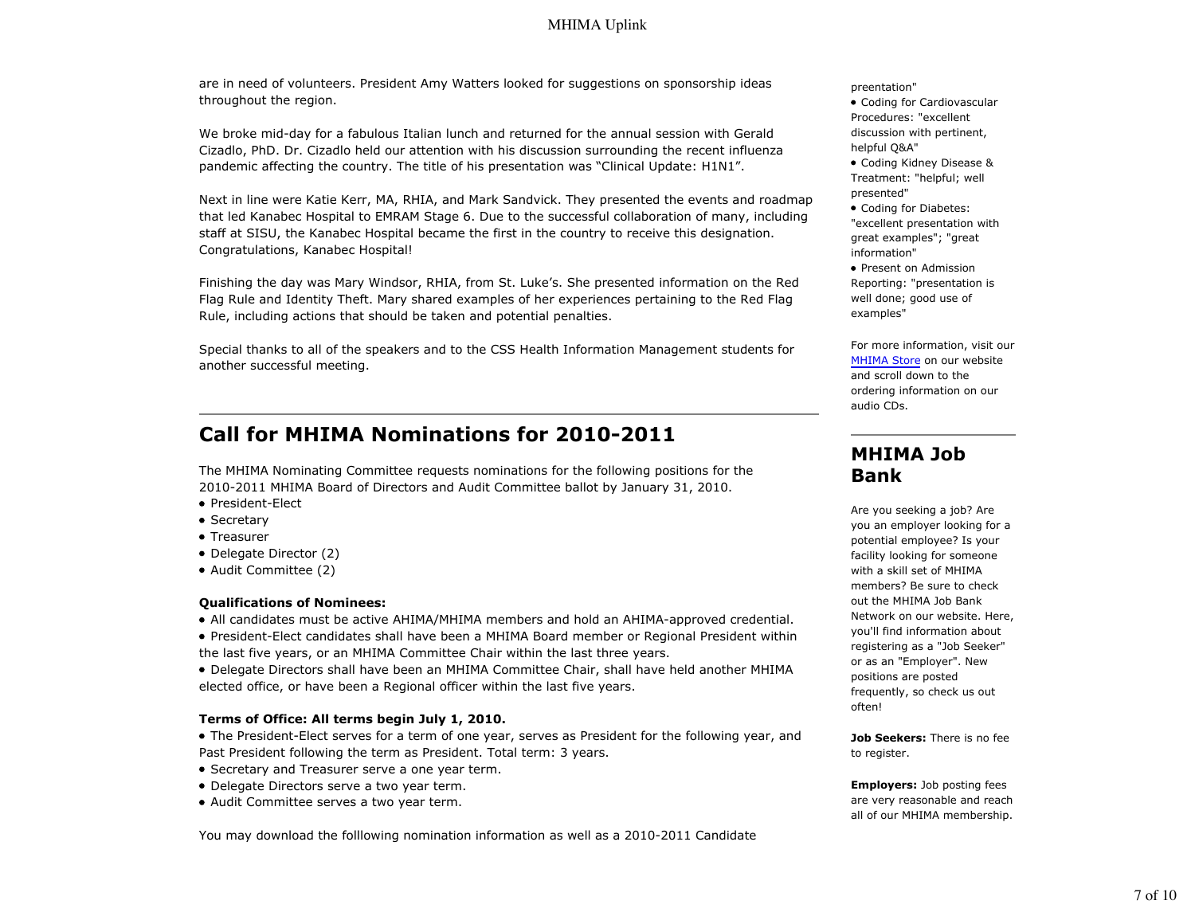are in need of volunteers. President Amy Watters looked for suggestions on sponsorship ideas throughout the region.

We broke mid-day for a fabulous Italian lunch and returned for the annual session with Gerald Cizadlo, PhD. Dr. Cizadlo held our attention with his discussion surrounding the recent influenza pandemic affecting the country. The title of his presentation was "Clinical Update: H1N1".

Next in line were Katie Kerr, MA, RHIA, and Mark Sandvick. They presented the events and roadmap that led Kanabec Hospital to EMRAM Stage 6. Due to the successful collaboration of many, including staff at SISU, the Kanabec Hospital became the first in the country to receive this designation. Congratulations, Kanabec Hospital!

Finishing the day was Mary Windsor, RHIA, from St. Luke's. She presented information on the Red Flag Rule and Identity Theft. Mary shared examples of her experiences pertaining to the Red Flag Rule, including actions that should be taken and potential penalties.

Special thanks to all of the speakers and to the CSS Health Information Management students for another successful meeting.

## Call for MHIMA Nominations for 2010-2011

The MHIMA Nominating Committee requests nominations for the following positions for the 2010-2011 MHIMA Board of Directors and Audit Committee ballot by January 31, 2010.

- President-Elect
- Secretary
- Treasurer
- Delegate Director (2)
- Audit Committee (2)

**Qualifications of Nominees:**

- All candidates must be active AHIMA/MHIMA members and hold an AHIMA-approved credential.
- President-Elect candidates shall have been a MHIMA Board member or Regional President within the last five years, or an MHIMA Committee Chair within the last three years.
- Delegate Directors shall have been an MHIMA Committee Chair, shall have held another MHIMA elected office, or have been a Regional officer within the last five years.

**Terms of Office: All terms begin July 1, 2010.**

- The President-Elect serves for a term of one year, serves as President for the following year, and Past President following the term as President. Total term: 3 years.
- Secretary and Treasurer serve a one year term.
- Delegate Directors serve a two year term.
- Audit Committee serves a two year term.

You may download the folllowing nomination information as well as a 2010-2011 Candidate

preentation"

- Coding for Cardiovascular Procedures: "excellent discussion with pertinent, helpful Q&A"
- Coding Kidney Disease & Treatment: "helpful; well presented"
- Coding for Diabetes: "excellent presentation with great examples"; "great information"
- Present on Admission Reporting: "presentation is well done; good use of examples"

For more information, visit our MHIMA Store on our website and scroll down to the ordering information on our audio CDs.

## MHIMA Job Bank

Are you seeking a job? Are you an employer looking for a potential employee? Is your facility looking for someone with a skill set of MHIMA members? Be sure to check out the MHIMA Job Bank Network on our website. Here, you'll find information about registering as a "Job Seeker" or as an "Employer". New positions are posted frequently, so check us out often!

**Job Seekers:** There is no fee to register.

**Employers:** Job posting fees are very reasonable and reach all of our MHIMA membership.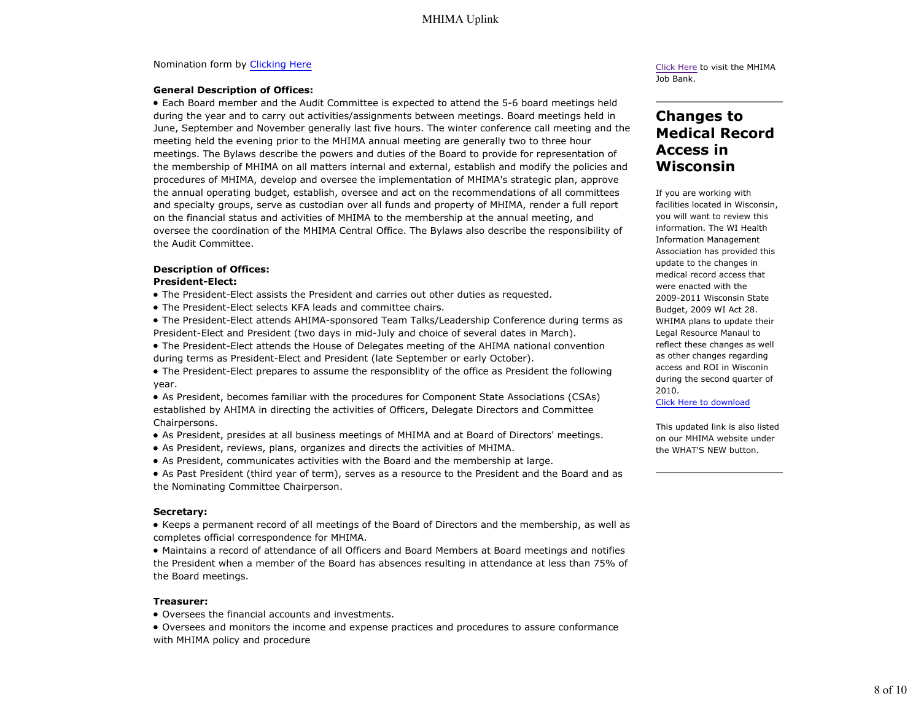Nomination form by Clicking Here

**General Description of Offices:**

- Each Board member and the Audit Committee is expected to attend the 5-6 board meetings held during the year and to carry out activities/assignments between meetings. Board meetings held in June, September and November generally last five hours. The winter conference call meeting and the meeting held the evening prior to the MHIMA annual meeting are generally two to three hour meetings. The Bylaws describe the powers and duties of the Board to provide for representation of the membership of MHIMA on all matters internal and external, establish and modify the policies and procedures of MHIMA, develop and oversee the implementation of MHIMA's strategic plan, approve the annual operating budget, establish, oversee and act on the recommendations of all committees and specialty groups, serve as custodian over all funds and property of MHIMA, render a full report on the financial status and activities of MHIMA to the membership at the annual meeting, and oversee the coordination of the MHIMA Central Office. The Bylaws also describe the responsibility of the Audit Committee.

**Description of Offices:**
**President-Elect:**

- The President-Elect assists the President and carries out other duties as requested.
- The President-Elect selects KFA leads and committee chairs.
- The President-Elect attends AHIMA-sponsored Team Talks/Leadership Conference during terms as President-Elect and President (two days in mid-July and choice of several dates in March).
- The President-Elect attends the House of Delegates meeting of the AHIMA national convention during terms as President-Elect and President (late September or early October).
- The President-Elect prepares to assume the responsiblity of the office as President the following year.
- As President, becomes familiar with the procedures for Component State Associations (CSAs) established by AHIMA in directing the activities of Officers, Delegate Directors and Committee Chairpersons.
- As President, presides at all business meetings of MHIMA and at Board of Directors' meetings.
- As President, reviews, plans, organizes and directs the activities of MHIMA.
- As President, communicates activities with the Board and the membership at large.
- As Past President (third year of term), serves as a resource to the President and the Board and as the Nominating Committee Chairperson.

**Secretary:**

- Keeps a permanent record of all meetings of the Board of Directors and the membership, as well as completes official correspondence for MHIMA.
- Maintains a record of attendance of all Officers and Board Members at Board meetings and notifies the President when a member of the Board has absences resulting in attendance at less than 75% of the Board meetings.

**Treasurer:**

- Oversees the financial accounts and investments.
- Oversees and monitors the income and expense practices and procedures to assure conformance with MHIMA policy and procedure

Click Here to visit the MHIMA Job Bank.

---

## Changes to Medical Record Access in Wisconsin

If you are working with facilities located in Wisconsin, you will want to review this information. The WI Health Information Management Association has provided this update to the changes in medical record access that were enacted with the 2009-2011 Wisconsin State Budget, 2009 WI Act 28. WHIMA plans to update their Legal Resource Manaul to reflect these changes as well as other changes regarding access and ROI in Wisconin during the second quarter of 2010.

Click Here to download

This updated link is also listed on our MHIMA website under the WHAT'S NEW button.

---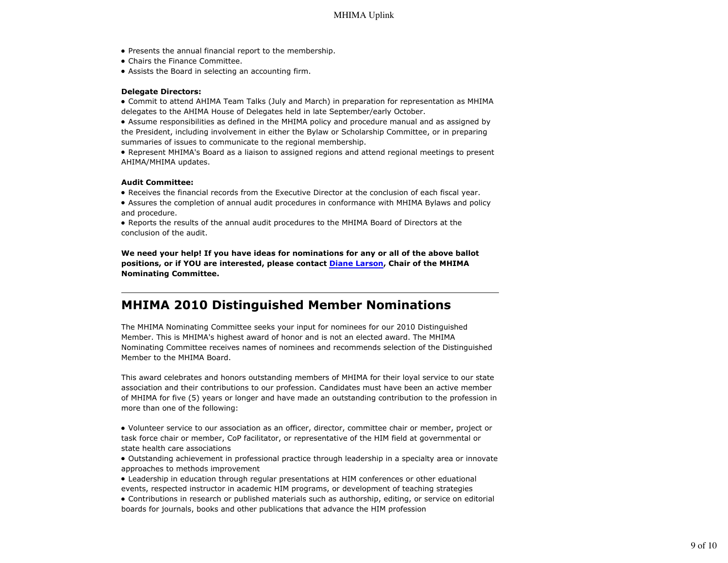- Presents the annual financial report to the membership.
- Chairs the Finance Committee.
- Assists the Board in selecting an accounting firm.

**Delegate Directors:**

- Commit to attend AHIMA Team Talks (July and March) in preparation for representation as MHIMA delegates to the AHIMA House of Delegates held in late September/early October.
- Assume responsibilities as defined in the MHIMA policy and procedure manual and as assigned by the President, including involvement in either the Bylaw or Scholarship Committee, or in preparing summaries of issues to communicate to the regional membership.
- Represent MHIMA's Board as a liaison to assigned regions and attend regional meetings to present AHIMA/MHIMA updates.

**Audit Committee:**

- Receives the financial records from the Executive Director at the conclusion of each fiscal year.
- Assures the completion of annual audit procedures in conformance with MHIMA Bylaws and policy and procedure.
- Reports the results of the annual audit procedures to the MHIMA Board of Directors at the conclusion of the audit.

**We need your help! If you have ideas for nominations for any or all of the above ballot positions, or if YOU are interested, please contact Diane Larson, Chair of the MHIMA Nominating Committee.**

---

## MHIMA 2010 Distinguished Member Nominations

The MHIMA Nominating Committee seeks your input for nominees for our 2010 Distinguished Member. This is MHIMA's highest award of honor and is not an elected award. The MHIMA Nominating Committee receives names of nominees and recommends selection of the Distinguished Member to the MHIMA Board.

This award celebrates and honors outstanding members of MHIMA for their loyal service to our state association and their contributions to our profession. Candidates must have been an active member of MHIMA for five (5) years or longer and have made an outstanding contribution to the profession in more than one of the following:

- Volunteer service to our association as an officer, director, committee chair or member, project or task force chair or member, CoP facilitator, or representative of the HIM field at governmental or state health care associations
- Outstanding achievement in professional practice through leadership in a specialty area or innovate approaches to methods improvement
- Leadership in education through regular presentations at HIM conferences or other eduational events, respected instructor in academic HIM programs, or development of teaching strategies
- Contributions in research or published materials such as authorship, editing, or service on editorial boards for journals, books and other publications that advance the HIM profession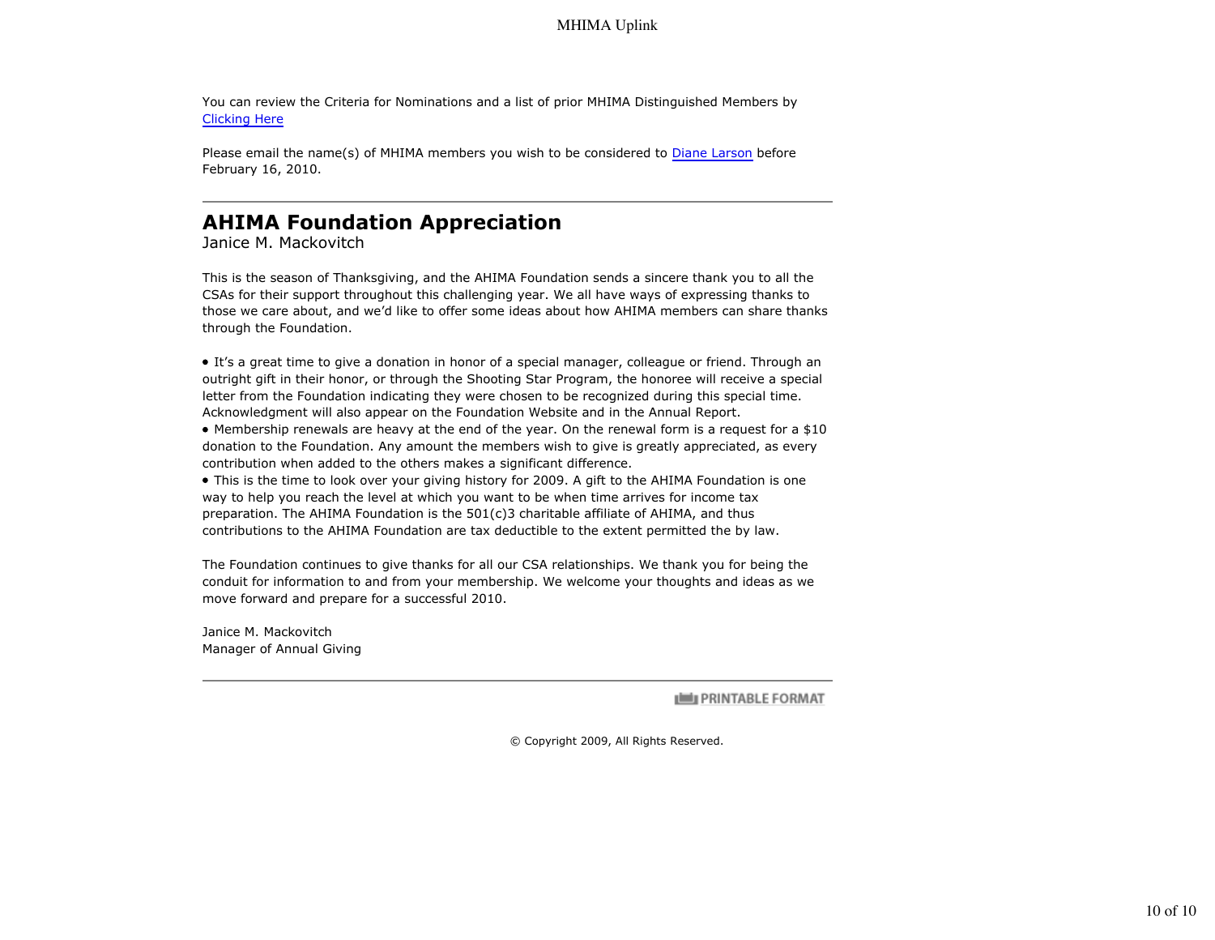You can review the Criteria for Nominations and a list of prior MHIMA Distinguished Members by Clicking Here

Please email the name(s) of MHIMA members you wish to be considered to Diane Larson before February 16, 2010.

---

## AHIMA Foundation Appreciation

Janice M. Mackovitch

This is the season of Thanksgiving, and the AHIMA Foundation sends a sincere thank you to all the CSAs for their support throughout this challenging year. We all have ways of expressing thanks to those we care about, and we'd like to offer some ideas about how AHIMA members can share thanks through the Foundation.

- It's a great time to give a donation in honor of a special manager, colleague or friend. Through an outright gift in their honor, or through the Shooting Star Program, the honoree will receive a special letter from the Foundation indicating they were chosen to be recognized during this special time. Acknowledgment will also appear on the Foundation Website and in the Annual Report.
- Membership renewals are heavy at the end of the year. On the renewal form is a request for a $10 donation to the Foundation. Any amount the members wish to give is greatly appreciated, as every contribution when added to the others makes a significant difference.
- This is the time to look over your giving history for 2009. A gift to the AHIMA Foundation is one way to help you reach the level at which you want to be when time arrives for income tax preparation. The AHIMA Foundation is the 501(c)3 charitable affiliate of AHIMA, and thus contributions to the AHIMA Foundation are tax deductible to the extent permitted the by law.

The Foundation continues to give thanks for all our CSA relationships. We thank you for being the conduit for information to and from your membership. We welcome your thoughts and ideas as we move forward and prepare for a successful 2010.

Janice M. Mackovitch
Manager of Annual Giving

---

PRINTABLE FORMAT

© Copyright 2009, All Rights Reserved.